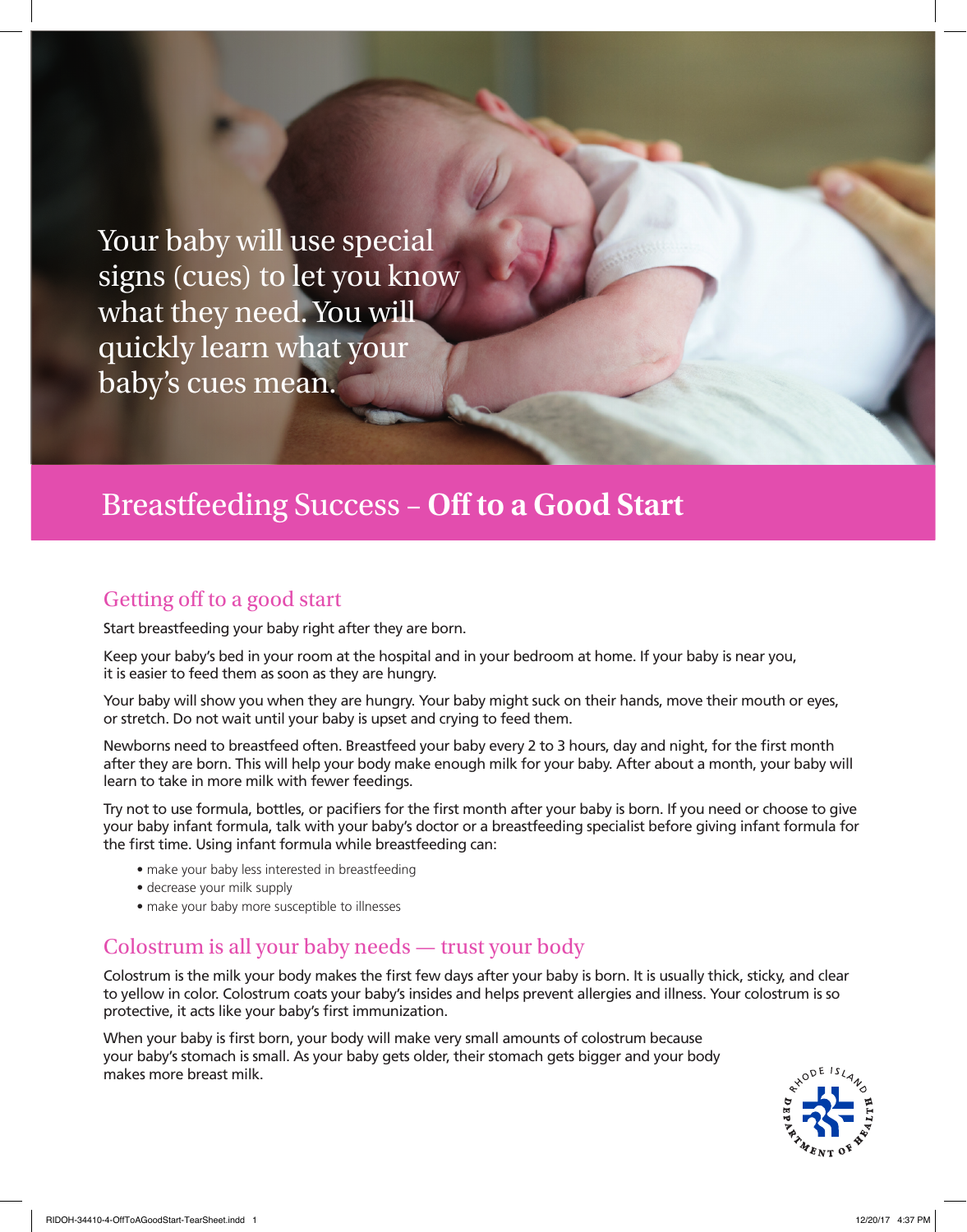Your baby will use special signs (cues) to let you know what they need. You will quickly learn what your baby's cues mean.

# Breastfeeding Success – **Off to a Good Start**

## Getting off to a good start

Start breastfeeding your baby right after they are born.

Keep your baby's bed in your room at the hospital and in your bedroom at home. If your baby is near you, it is easier to feed them as soon as they are hungry.

Your baby will show you when they are hungry. Your baby might suck on their hands, move their mouth or eyes, or stretch. Do not wait until your baby is upset and crying to feed them.

Newborns need to breastfeed often. Breastfeed your baby every 2 to 3 hours, day and night, for the first month after they are born. This will help your body make enough milk for your baby. After about a month, your baby will learn to take in more milk with fewer feedings.

Try not to use formula, bottles, or pacifiers for the first month after your baby is born. If you need or choose to give your baby infant formula, talk with your baby's doctor or a breastfeeding specialist before giving infant formula for the first time. Using infant formula while breastfeeding can:

- make your baby less interested in breastfeeding
- decrease your milk supply
- make your baby more susceptible to illnesses

## Colostrum is all your baby needs — trust your body

Colostrum is the milk your body makes the first few days after your baby is born. It is usually thick, sticky, and clear to yellow in color. Colostrum coats your baby's insides and helps prevent allergies and illness. Your colostrum is so protective, it acts like your baby's first immunization.

When your baby is first born, your body will make very small amounts of colostrum because your baby's stomach is small. As your baby gets older, their stomach gets bigger and your body makes more breast milk.

RHODE ISLAND DEPARTMENT OF HEALTH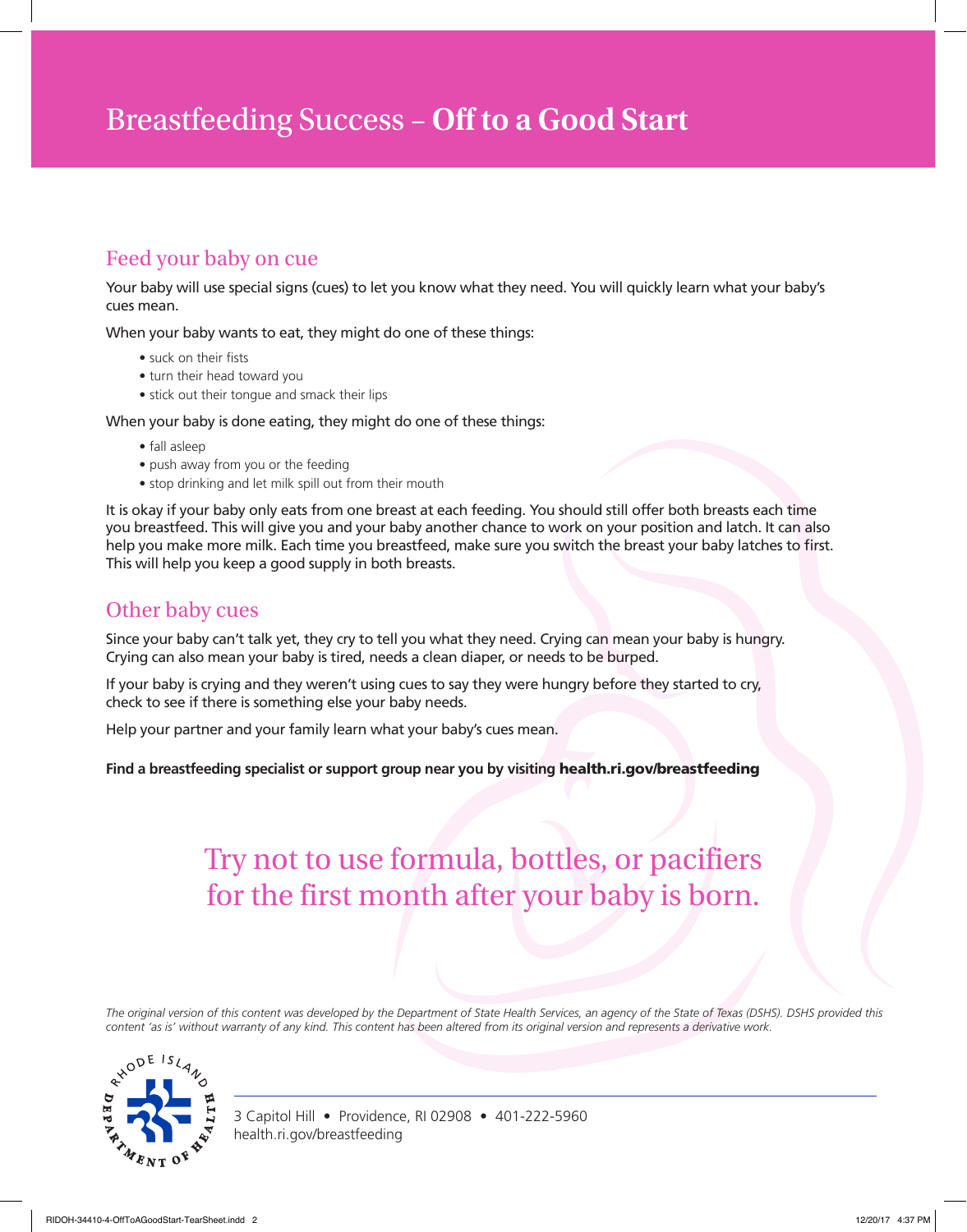# Breastfeeding Success – **Off to a Good Start**

## Feed your baby on cue

Your baby will use special signs (cues) to let you know what they need. You will quickly learn what your baby's cues mean.

When your baby wants to eat, they might do one of these things:

- suck on their fists
- turn their head toward you
- stick out their tongue and smack their lips

When your baby is done eating, they might do one of these things:

- fall asleep
- push away from you or the feeding
- stop drinking and let milk spill out from their mouth

It is okay if your baby only eats from one breast at each feeding. You should still offer both breasts each time you breastfeed. This will give you and your baby another chance to work on your position and latch. It can also help you make more milk. Each time you breastfeed, make sure you switch the breast your baby latches to first. This will help you keep a good supply in both breasts.

## Other baby cues

Since your baby can't talk yet, they cry to tell you what they need. Crying can mean your baby is hungry. Crying can also mean your baby is tired, needs a clean diaper, or needs to be burped.

If your baby is crying and they weren't using cues to say they were hungry before they started to cry, check to see if there is something else your baby needs.

Help your partner and your family learn what your baby's cues mean.

**Find a breastfeeding specialist or support group near you by visiting health.ri.gov/breastfeeding**

Try not to use formula, bottles, or pacifiers for the first month after your baby is born.

*The original version of this content was developed by the Department of State Health Services, an agency of the State of Texas (DSHS). DSHS provided this content 'as is' without warranty of any kind. This content has been altered from its original version and represents a derivative work.*

RHODE ISLAND DEPARTMENT OF HEALTH

3 Capitol Hill • Providence, RI 02908 • 401-222-5960
health.ri.gov/breastfeeding